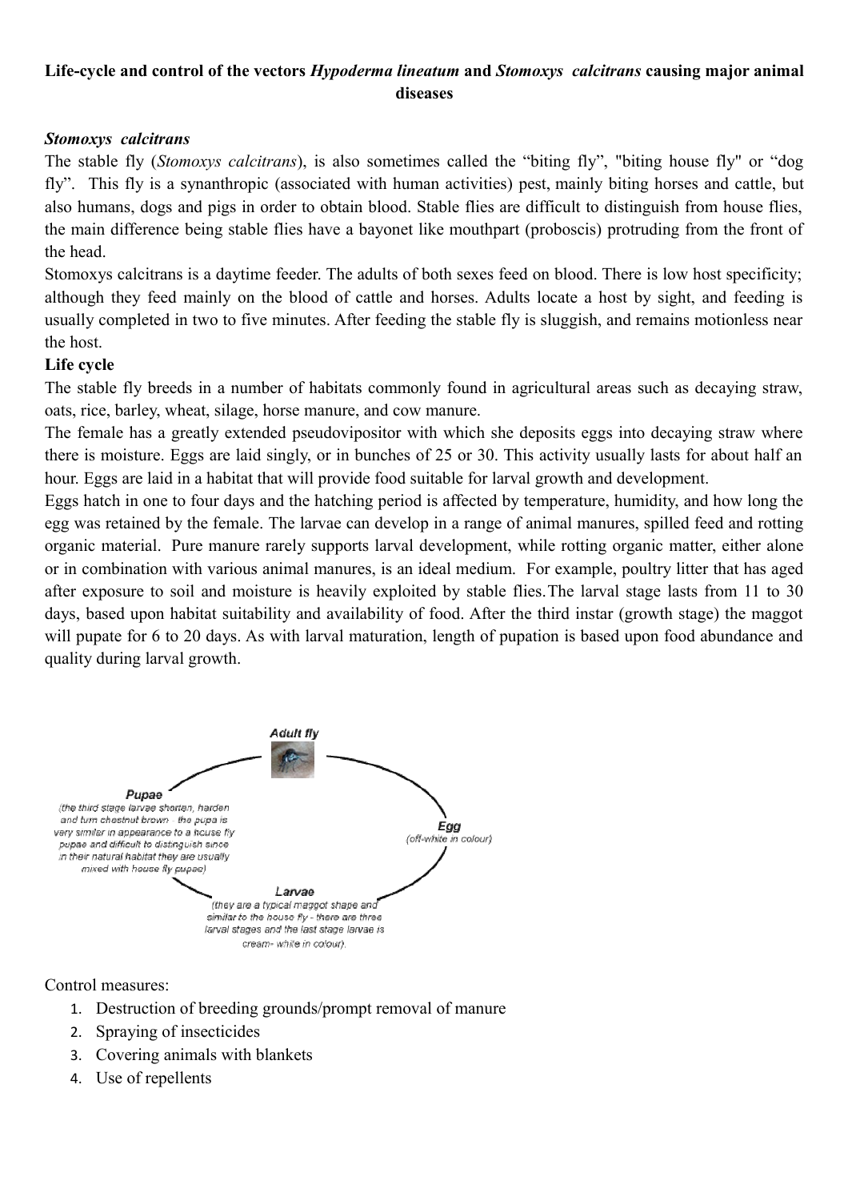**Life-cycle and control of the vectors *Hypoderma lineatum* and *Stomoxys calcitrans* causing major animal diseases**

***Stomoxys calcitrans***

The stable fly (*Stomoxys calcitrans*), is also sometimes called the "biting fly", "biting house fly" or "dog fly". This fly is a synanthropic (associated with human activities) pest, mainly biting horses and cattle, but also humans, dogs and pigs in order to obtain blood. Stable flies are difficult to distinguish from house flies, the main difference being stable flies have a bayonet like mouthpart (proboscis) protruding from the front of the head.

Stomoxys calcitrans is a daytime feeder. The adults of both sexes feed on blood. There is low host specificity; although they feed mainly on the blood of cattle and horses. Adults locate a host by sight, and feeding is usually completed in two to five minutes. After feeding the stable fly is sluggish, and remains motionless near the host.

**Life cycle**

The stable fly breeds in a number of habitats commonly found in agricultural areas such as decaying straw, oats, rice, barley, wheat, silage, horse manure, and cow manure.

The female has a greatly extended pseudovipositor with which she deposits eggs into decaying straw where there is moisture. Eggs are laid singly, or in bunches of 25 or 30. This activity usually lasts for about half an hour. Eggs are laid in a habitat that will provide food suitable for larval growth and development.

Eggs hatch in one to four days and the hatching period is affected by temperature, humidity, and how long the egg was retained by the female. The larvae can develop in a range of animal manures, spilled feed and rotting organic material. Pure manure rarely supports larval development, while rotting organic matter, either alone or in combination with various animal manures, is an ideal medium. For example, poultry litter that has aged after exposure to soil and moisture is heavily exploited by stable flies.The larval stage lasts from 11 to 30 days, based upon habitat suitability and availability of food. After the third instar (growth stage) the maggot will pupate for 6 to 20 days. As with larval maturation, length of pupation is based upon food abundance and quality during larval growth.

**Adult fly**

**Egg**
(off-white in colour)

**Larvae**
(they are a typical maggot shape and similar to the house fly - there are three larval stages and the last stage larvae is cream- white in colour).

**Pupae**
(the third stage larvae shorten, harden and turn chestnut brown - the pupa is very similar in appearance to a house fly pupae and difficult to distinguish since in their natural habitat they are usually mixed with house fly pupae)

Control measures:

1. Destruction of breeding grounds/prompt removal of manure
2. Spraying of insecticides
3. Covering animals with blankets
4. Use of repellents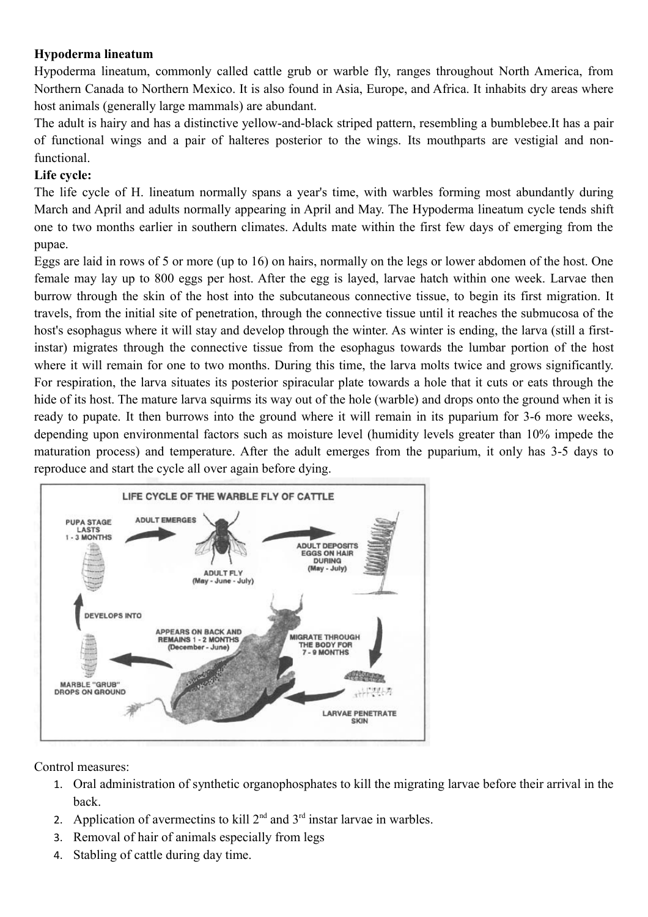**Hypoderma lineatum**

Hypoderma lineatum, commonly called cattle grub or warble fly, ranges throughout North America, from Northern Canada to Northern Mexico. It is also found in Asia, Europe, and Africa. It inhabits dry areas where host animals (generally large mammals) are abundant.

The adult is hairy and has a distinctive yellow-and-black striped pattern, resembling a bumblebee.It has a pair of functional wings and a pair of halteres posterior to the wings. Its mouthparts are vestigial and non-functional.

**Life cycle:**

The life cycle of H. lineatum normally spans a year's time, with warbles forming most abundantly during March and April and adults normally appearing in April and May. The Hypoderma lineatum cycle tends shift one to two months earlier in southern climates. Adults mate within the first few days of emerging from the pupae.

Eggs are laid in rows of 5 or more (up to 16) on hairs, normally on the legs or lower abdomen of the host. One female may lay up to 800 eggs per host. After the egg is layed, larvae hatch within one week. Larvae then burrow through the skin of the host into the subcutaneous connective tissue, to begin its first migration. It travels, from the initial site of penetration, through the connective tissue until it reaches the submucosa of the host's esophagus where it will stay and develop through the winter. As winter is ending, the larva (still a first-instar) migrates through the connective tissue from the esophagus towards the lumbar portion of the host where it will remain for one to two months. During this time, the larva molts twice and grows significantly. For respiration, the larva situates its posterior spiracular plate towards a hole that it cuts or eats through the hide of its host. The mature larva squirms its way out of the hole (warble) and drops onto the ground when it is ready to pupate. It then burrows into the ground where it will remain in its puparium for 3-6 more weeks, depending upon environmental factors such as moisture level (humidity levels greater than 10% impede the maturation process) and temperature. After the adult emerges from the puparium, it only has 3-5 days to reproduce and start the cycle all over again before dying.

LIFE CYCLE OF THE WARBLE FLY OF CATTLE

PUPA STAGE LASTS 1 - 3 MONTHS

ADULT EMERGES

ADULT FLY (May - June - July)

ADULT DEPOSITS EGGS ON HAIR DURING (May - July)

DEVELOPS INTO

APPEARS ON BACK AND REMAINS 1 - 2 MONTHS (December - June)

MIGRATE THROUGH THE BODY FOR 7 - 9 MONTHS

MARBLE "GRUB" DROPS ON GROUND

LARVAE PENETRATE SKIN

Control measures:

1. Oral administration of synthetic organophosphates to kill the migrating larvae before their arrival in the back.
2. Application of avermectins to kill $2^{nd}$ and $3^{rd}$ instar larvae in warbles.
3. Removal of hair of animals especially from legs
4. Stabling of cattle during day time.